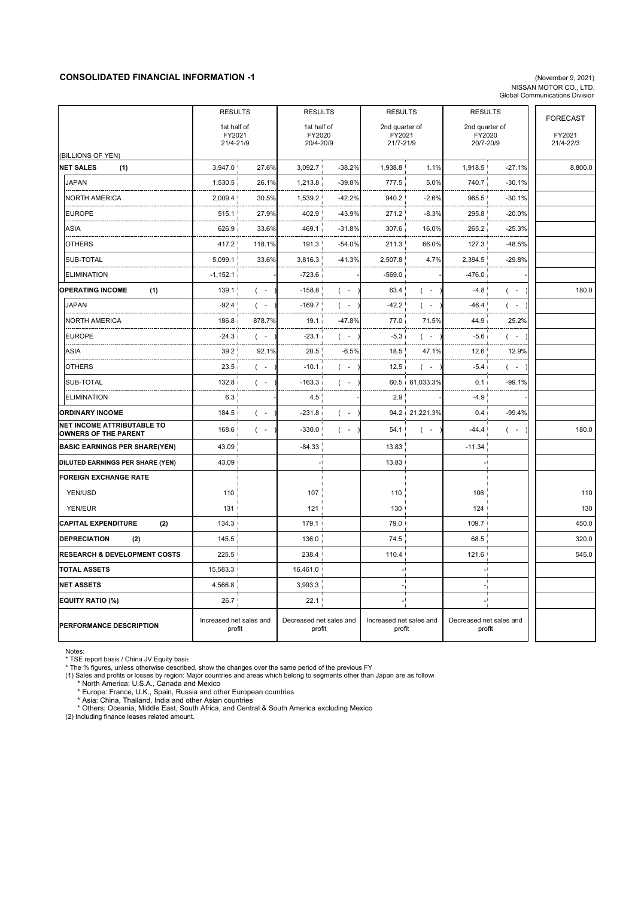## CONSOLIDATED FINANCIAL INFORMATION -1

(November 9, 2021)
NISSAN MOTOR CO., LTD.
Global Communications Division

| (BILLIONS OF YEN) | RESULTS 1st half of FY2021 21/4-21/9 | | RESULTS 1st half of FY2020 20/4-20/9 | | RESULTS 2nd quarter of FY2021 21/7-21/9 | | RESULTS 2nd quarter of FY2020 20/7-20/9 | | FORECAST FY2021 21/4-22/3 |
|---|---|---|---|---|---|---|---|---|---|
| **NET SALES (1)** | 3,947.0 | 27.6% | 3,092.7 | -38.2% | 1,938.8 | 1.1% | 1,918.5 | -27.1% | 8,800.0 |
| JAPAN | 1,530.5 | 26.1% | 1,213.8 | -39.8% | 777.5 | 5.0% | 740.7 | -30.1% | |
| NORTH AMERICA | 2,009.4 | 30.5% | 1,539.2 | -42.2% | 940.2 | -2.6% | 965.5 | -30.1% | |
| EUROPE | 515.1 | 27.9% | 402.9 | -43.9% | 271.2 | -8.3% | 295.8 | -20.0% | |
| ASIA | 626.9 | 33.6% | 469.1 | -31.8% | 307.6 | 16.0% | 265.2 | -25.3% | |
| OTHERS | 417.2 | 118.1% | 191.3 | -54.0% | 211.3 | 66.0% | 127.3 | -48.5% | |
| SUB-TOTAL | 5,099.1 | 33.6% | 3,816.3 | -41.3% | 2,507.8 | 4.7% | 2,394.5 | -29.8% | |
| ELIMINATION | -1,152.1 | - | -723.6 | - | -569.0 | - | -476.0 | - | |
| **OPERATING INCOME (1)** | 139.1 | ( - ) | -158.8 | ( - ) | 63.4 | ( - ) | -4.8 | ( - ) | 180.0 |
| JAPAN | -92.4 | ( - ) | -169.7 | ( - ) | -42.2 | ( - ) | -46.4 | ( - ) | |
| NORTH AMERICA | 186.8 | 878.7% | 19.1 | -47.8% | 77.0 | 71.5% | 44.9 | 25.2% | |
| EUROPE | -24.3 | ( - ) | -23.1 | ( - ) | -5.3 | ( - ) | -5.6 | ( - ) | |
| ASIA | 39.2 | 92.1% | 20.5 | -6.5% | 18.5 | 47.1% | 12.6 | 12.9% | |
| OTHERS | 23.5 | ( - ) | -10.1 | ( - ) | 12.5 | ( - ) | -5.4 | ( - ) | |
| SUB-TOTAL | 132.8 | ( - ) | -163.3 | ( - ) | 60.5 | 61,033.3% | 0.1 | -99.1% | |
| ELIMINATION | 6.3 | - | 4.5 | - | 2.9 | - | -4.9 | - | |
| **ORDINARY INCOME** | 184.5 | ( - ) | -231.8 | ( - ) | 94.2 | 21,221.3% | 0.4 | -99.4% | |
| **NET INCOME ATTRIBUTABLE TO OWNERS OF THE PARENT** | 168.6 | ( - ) | -330.0 | ( - ) | 54.1 | ( - ) | -44.4 | ( - ) | 180.0 |
| **BASIC EARNINGS PER SHARE(YEN)** | 43.09 | | -84.33 | | 13.83 | | -11.34 | | |
| **DILUTED EARNINGS PER SHARE (YEN)** | 43.09 | | - | | 13.83 | | - | | |
| **FOREIGN EXCHANGE RATE** | | | | | | | | | |
| YEN/USD | 110 | | 107 | | 110 | | 106 | | 110 |
| YEN/EUR | 131 | | 121 | | 130 | | 124 | | 130 |
| **CAPITAL EXPENDITURE (2)** | 134.3 | | 179.1 | | 79.0 | | 109.7 | | 450.0 |
| **DEPRECIATION (2)** | 145.5 | | 136.0 | | 74.5 | | 68.5 | | 320.0 |
| **RESEARCH & DEVELOPMENT COSTS** | 225.5 | | 238.4 | | 110.4 | | 121.6 | | 545.0 |
| **TOTAL ASSETS** | 15,583.3 | | 16,461.0 | | - | | - | | |
| **NET ASSETS** | 4,566.8 | | 3,993.3 | | - | | - | | |
| **EQUITY RATIO (%)** | 26.7 | | 22.1 | | - | | - | | |
| **PERFORMANCE DESCRIPTION** | Increased net sales and profit | | Decreased net sales and profit | | Increased net sales and profit | | Decreased net sales and profit | | |

Notes:
* TSE report basis / China JV Equity basis
* The % figures, unless otherwise described, show the changes over the same period of the previous FY
(1) Sales and profits or losses by region: Major countries and areas which belong to segments other than Japan are as follows
  * North America: U.S.A., Canada and Mexico
  * Europe: France, U.K., Spain, Russia and other European countries
  * Asia: China, Thailand, India and other Asian countries
  * Others: Oceania, Middle East, South Africa, and Central & South America excluding Mexico
(2) Including finance leases related amount.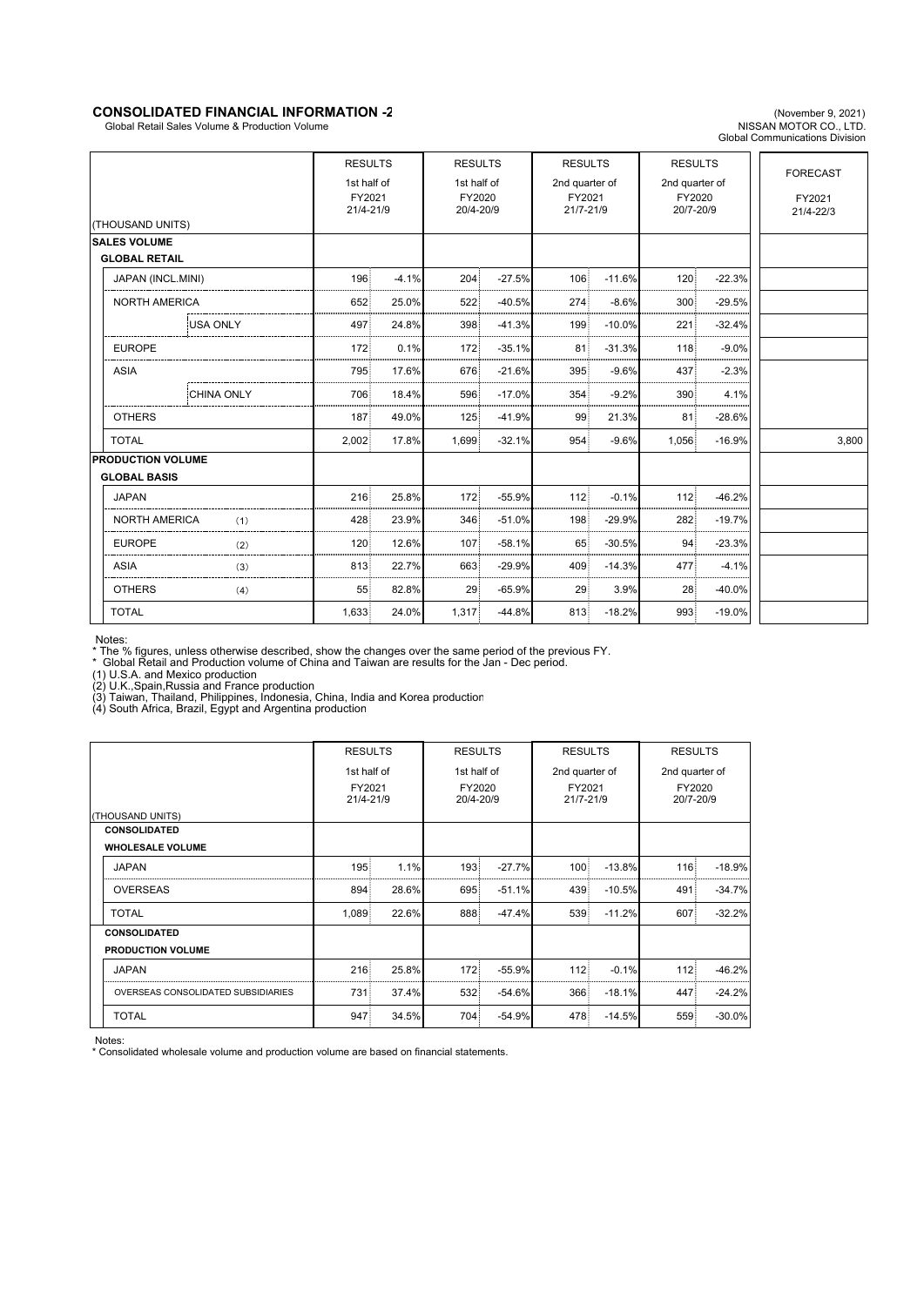## CONSOLIDATED FINANCIAL INFORMATION -2

Global Retail Sales Volume & Production Volume

(November 9, 2021)
NISSAN MOTOR CO., LTD.
Global Communications Division

| (THOUSAND UNITS) | | RESULTS 1st half of FY2021 21/4-21/9 | | RESULTS 1st half of FY2020 20/4-20/9 | | RESULTS 2nd quarter of FY2021 21/7-21/9 | | RESULTS 2nd quarter of FY2020 20/7-20/9 | | FORECAST FY2021 21/4-22/3 |
|---|---|---|---|---|---|---|---|---|---|---|
| **SALES VOLUME** | | | | | | | | | | |
| **GLOBAL RETAIL** | | | | | | | | | | |
| JAPAN (INCL.MINI) | | 196 | -4.1% | 204 | -27.5% | 106 | -11.6% | 120 | -22.3% | |
| NORTH AMERICA | | 652 | 25.0% | 522 | -40.5% | 274 | -8.6% | 300 | -29.5% | |
| | USA ONLY | 497 | 24.8% | 398 | -41.3% | 199 | -10.0% | 221 | -32.4% | |
| EUROPE | | 172 | 0.1% | 172 | -35.1% | 81 | -31.3% | 118 | -9.0% | |
| ASIA | | 795 | 17.6% | 676 | -21.6% | 395 | -9.6% | 437 | -2.3% | |
| | CHINA ONLY | 706 | 18.4% | 596 | -17.0% | 354 | -9.2% | 390 | 4.1% | |
| OTHERS | | 187 | 49.0% | 125 | -41.9% | 99 | 21.3% | 81 | -28.6% | |
| TOTAL | | 2,002 | 17.8% | 1,699 | -32.1% | 954 | -9.6% | 1,056 | -16.9% | 3,800 |
| **PRODUCTION VOLUME** | | | | | | | | | | |
| **GLOBAL BASIS** | | | | | | | | | | |
| JAPAN | | 216 | 25.8% | 172 | -55.9% | 112 | -0.1% | 112 | -46.2% | |
| NORTH AMERICA | (1) | 428 | 23.9% | 346 | -51.0% | 198 | -29.9% | 282 | -19.7% | |
| EUROPE | (2) | 120 | 12.6% | 107 | -58.1% | 65 | -30.5% | 94 | -23.3% | |
| ASIA | (3) | 813 | 22.7% | 663 | -29.9% | 409 | -14.3% | 477 | -4.1% | |
| OTHERS | (4) | 55 | 82.8% | 29 | -65.9% | 29 | 3.9% | 28 | -40.0% | |
| TOTAL | | 1,633 | 24.0% | 1,317 | -44.8% | 813 | -18.2% | 993 | -19.0% | |

Notes:
* The % figures, unless otherwise described, show the changes over the same period of the previous FY.
* Global Retail and Production volume of China and Taiwan are results for the Jan - Dec period.
(1) U.S.A. and Mexico production
(2) U.K.,Spain,Russia and France production
(3) Taiwan, Thailand, Philippines, Indonesia, China, India and Korea production
(4) South Africa, Brazil, Egypt and Argentina production

| (THOUSAND UNITS) | RESULTS 1st half of FY2021 21/4-21/9 | | RESULTS 1st half of FY2020 20/4-20/9 | | RESULTS 2nd quarter of FY2021 21/7-21/9 | | RESULTS 2nd quarter of FY2020 20/7-20/9 | |
|---|---|---|---|---|---|---|---|---|
| **CONSOLIDATED** | | | | | | | | |
| **WHOLESALE VOLUME** | | | | | | | | |
| JAPAN | 195 | 1.1% | 193 | -27.7% | 100 | -13.8% | 116 | -18.9% |
| OVERSEAS | 894 | 28.6% | 695 | -51.1% | 439 | -10.5% | 491 | -34.7% |
| TOTAL | 1,089 | 22.6% | 888 | -47.4% | 539 | -11.2% | 607 | -32.2% |
| **CONSOLIDATED** | | | | | | | | |
| **PRODUCTION VOLUME** | | | | | | | | |
| JAPAN | 216 | 25.8% | 172 | -55.9% | 112 | -0.1% | 112 | -46.2% |
| OVERSEAS CONSOLIDATED SUBSIDIARIES | 731 | 37.4% | 532 | -54.6% | 366 | -18.1% | 447 | -24.2% |
| TOTAL | 947 | 34.5% | 704 | -54.9% | 478 | -14.5% | 559 | -30.0% |

Notes:
* Consolidated wholesale volume and production volume are based on financial statements.